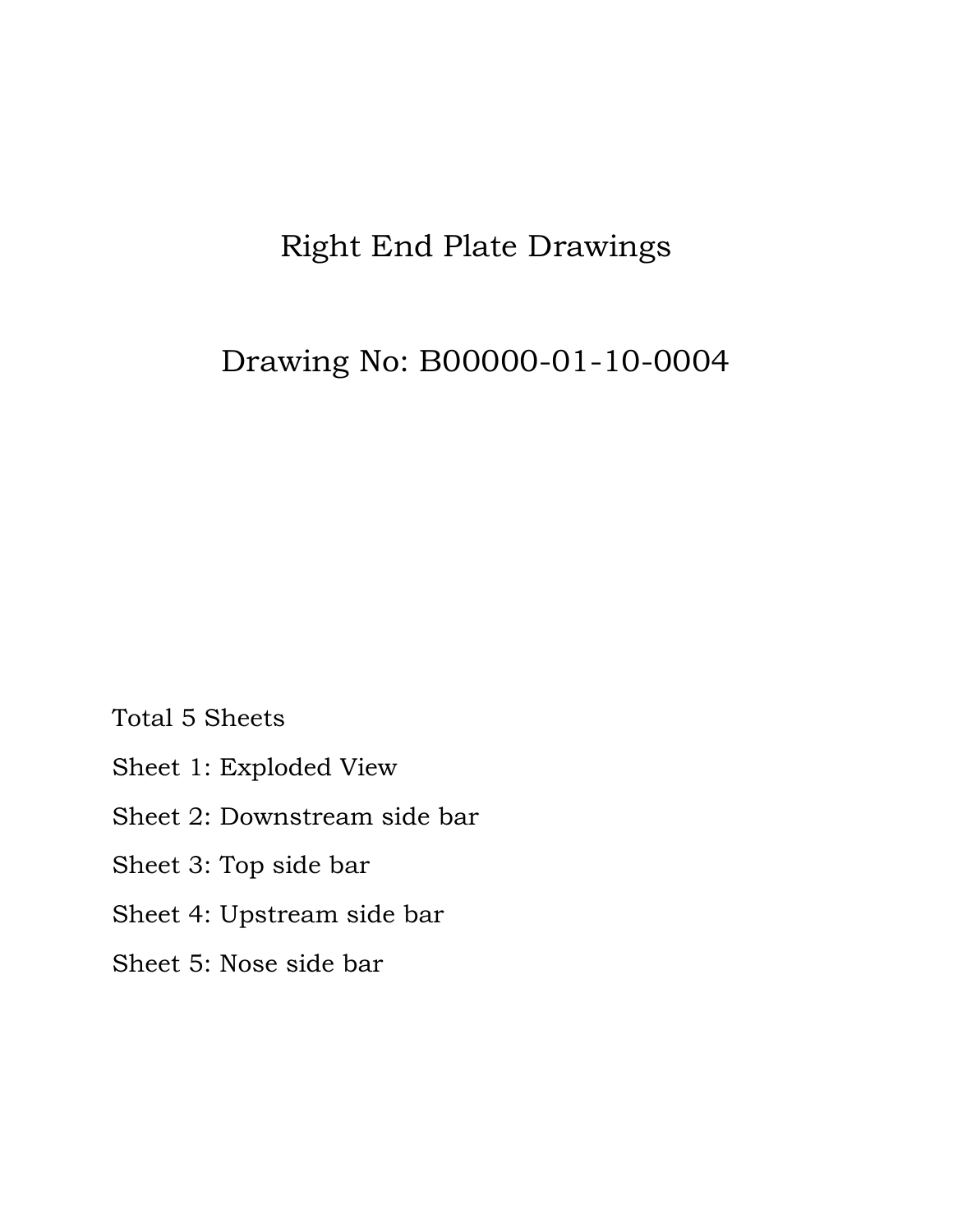# Right End Plate Drawings

## Drawing No: B00000-01-10-0004

Total 5 Sheets

Sheet 1: Exploded View

Sheet 2: Downstream side bar

Sheet 3: Top side bar

Sheet 4: Upstream side bar

Sheet 5: Nose side bar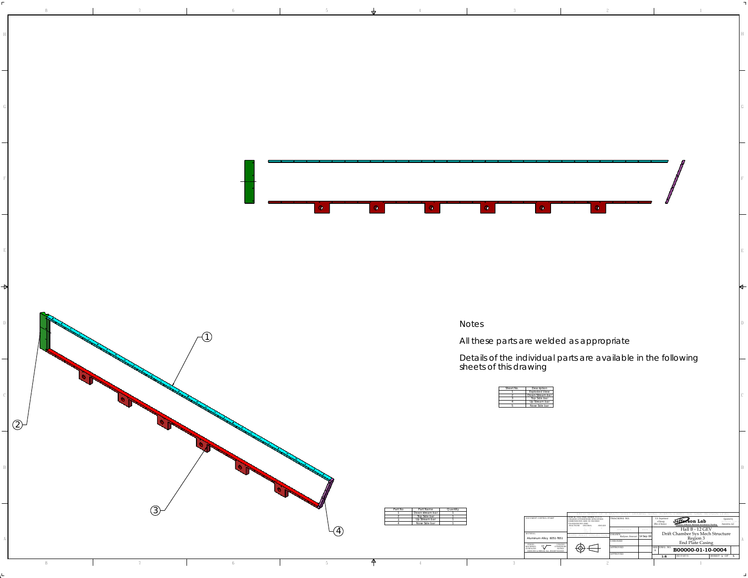## Notes

All these parts are welded as appropriate

Details of the individual parts are available in the following sheets of this drawing

| Sheet No. | Description |
|---|---|
| 1 | Exploded View |
| 2 | Down Stream bar |
| 3 | Top Side bar |
| 4 | Up Stream bar |
| 5 | Nose Side bar |

| Part No | Part Name | Quantity |
|---|---|---|
| 1 | Down stream bar | 1 |
| 2 | Top Side bar | 1 |
| 3 | Up Stream bar | 1 |
| 4 | Nose Side bar | 1 |

MATERIAL: Aluminum Alloy 6051-T651

DRAWN: Kalyan Jinnuri, 14 Sep 08

Hall B - 12 GEV
Drift Chamber Sys Mech Structure
Region 3
End Plate Casing

DWG. NO. B00000-01-10-0004

SCALE 1:8

SHEET 1 OF 5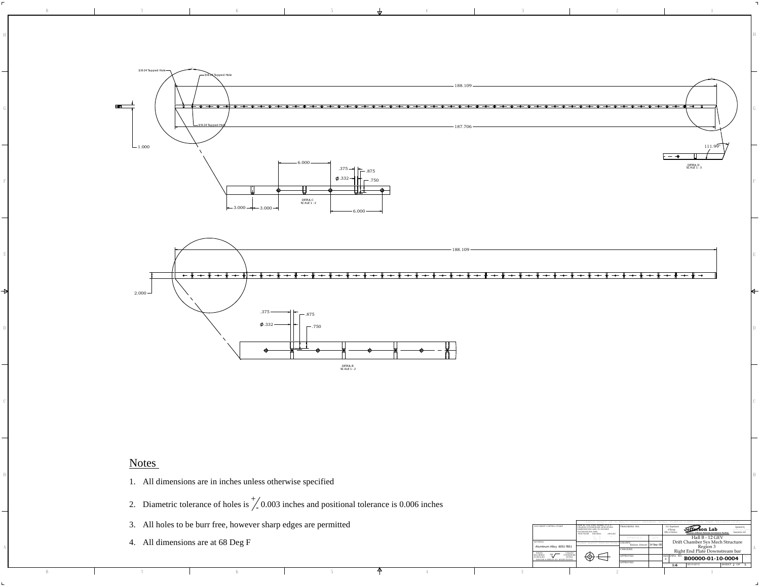3/8-24 Tapped Hole

3/8-24 Tapped Hole

188.109

3/8-24 Tapped Hole

187.706

1.000

111.99°

DETAIL D
SCALE 1 : 3

6.000

.375

.875

$\phi$.332

.750

DETAIL C
SCALE 1 : 2

3.000

3.000

6.000

188.109

2.000

.375

.875

$\phi$.332

.750

DETAIL B
SCALE 1 : 2

## Notes

1. All dimensions are in inches unless otherwise specified
2. Diametric tolerance of holes is $\pm$ 0.003 inches and positional tolerance is 0.006 inches
3. All holes to be burr free, however sharp edges are permitted
4. All dimensions are at 68 Deg F

| | |
|---|---|
| MATERIAL | Aluminum Alloy 6061-T651 |
| DRAWN | Rahjaie Ahmadi, 14 Sep 08 |
| | Hall B - 12 GEV |
| | Drift Chamber Sys Mech Structure |
| | Region 3 |
| | Right End Plate Downstream bar |
| DWG. NO. | B00000-01-10-0004 |
| SCALE | 1:6 |
| SHEET | 2 OF 5 |

Jefferson Lab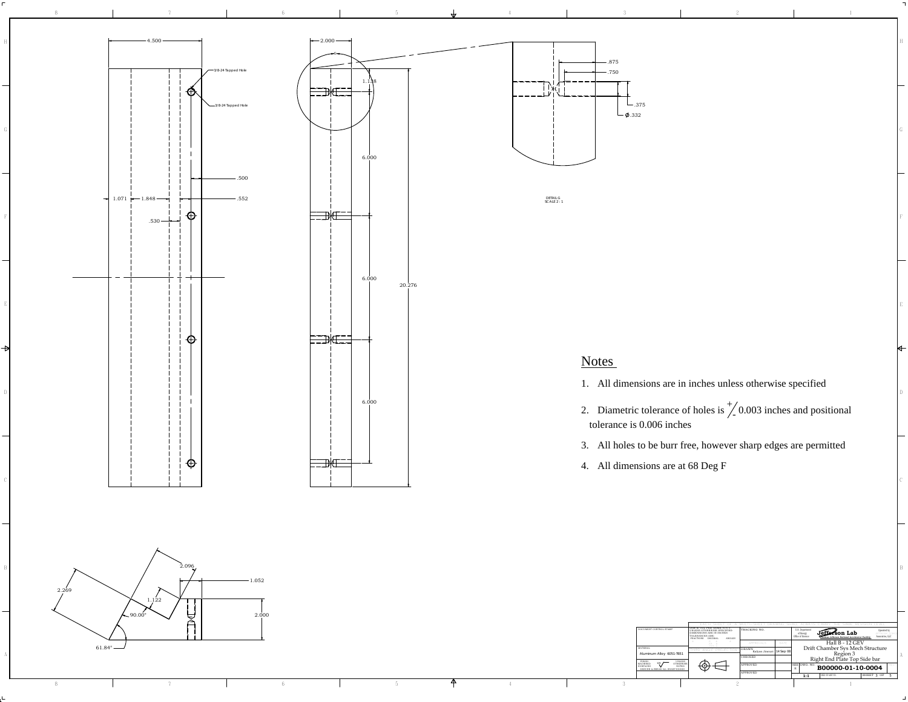4.500

3/8-24 Tapped Hole

3/8-24 Tapped Hole

.500

1.071 1.848 .552

.530

2.000

1.118

6.000

6.000

20.276

6.000

.875

.750

.375

ϕ.332

DETAIL G
SCALE 2 : 1

## Notes

1. All dimensions are in inches unless otherwise specified
2. Diametric tolerance of holes is +/- 0.003 inches and positional tolerance is 0.006 inches
3. All holes to be burr free, however sharp edges are permitted
4. All dimensions are at 68 Deg F

2.096

1.052

2.269

1.122

90.00°

2.000

61.84°

| | |
|---|---|
| MATERIAL | Aluminum Alloy 6061-T651 |
| DRAWN | Rakylin Jimmart 14 Sep 08 |
| TITLE | Hall B - 12 GEV Drift Chamber Sys Mech Structure Region 3 Right End Plate Top Side bar |
| DWG. NO. | B00000-01-10-0004 |
| SCALE | 1:1 |
| SHEET | 3 OF 5 |

Jefferson Lab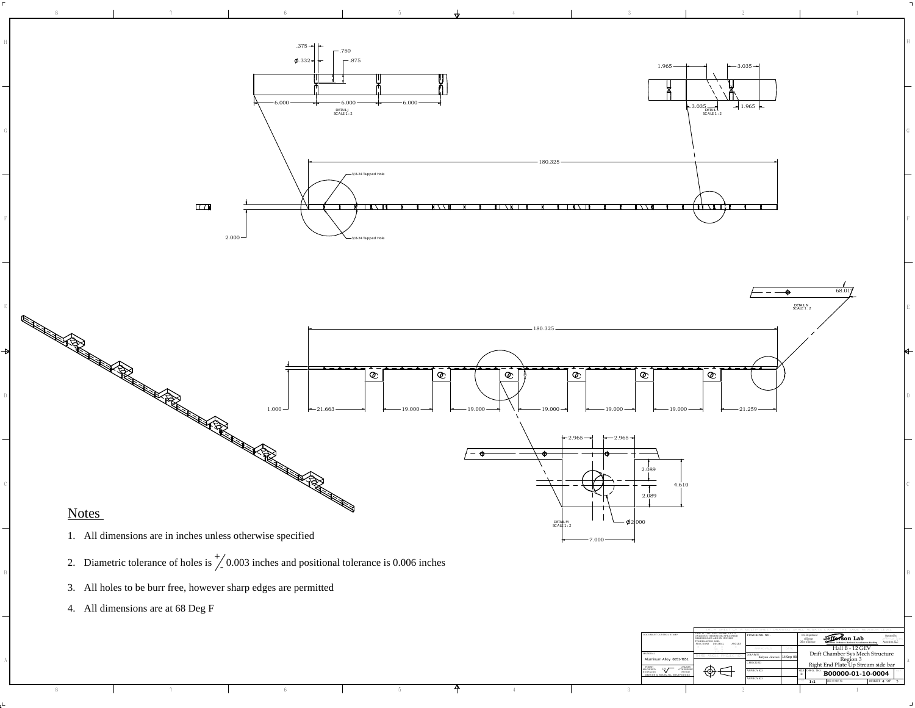DETAIL J
SCALE 1 : 2

.375 .750 ⌀.332 .875

6.000 6.000 6.000

DETAIL L
SCALE 1 : 2

1.965 3.035 3.035 1.965

180.325

3/8-24 Tapped Hole

3/8-24 Tapped Hole

2.000

DETAIL N
SCALE 1 : 2

68.01

180.325

1.000 21.663 19.000 19.000 19.000 19.000 19.000 21.259

DETAIL M
SCALE 1 : 2

2.965 2.965 2.089 4.610 2.089 ⌀2.000 7.000

## Notes

1. All dimensions are in inches unless otherwise specified
2. Diametric tolerance of holes is +/- 0.003 inches and positional tolerance is 0.006 inches
3. All holes to be burr free, however sharp edges are permitted
4. All dimensions are at 68 Deg F

| | |
|---|---|
| MATERIAL | Aluminum Alloy 6051-T651 |
| DRAWN | Rafyian Alsmain 14 Sep 08 |
| TITLE | Hall B - 12 GEV Drift Chamber Sys Mech Structure Region 3 Right End Plate Up Stream side bar |
| DWG. NO. | B00000-01-10-0004 |
| SCALE | 1:1 |
| SHEET | 4 OF 5 |

Jefferson Lab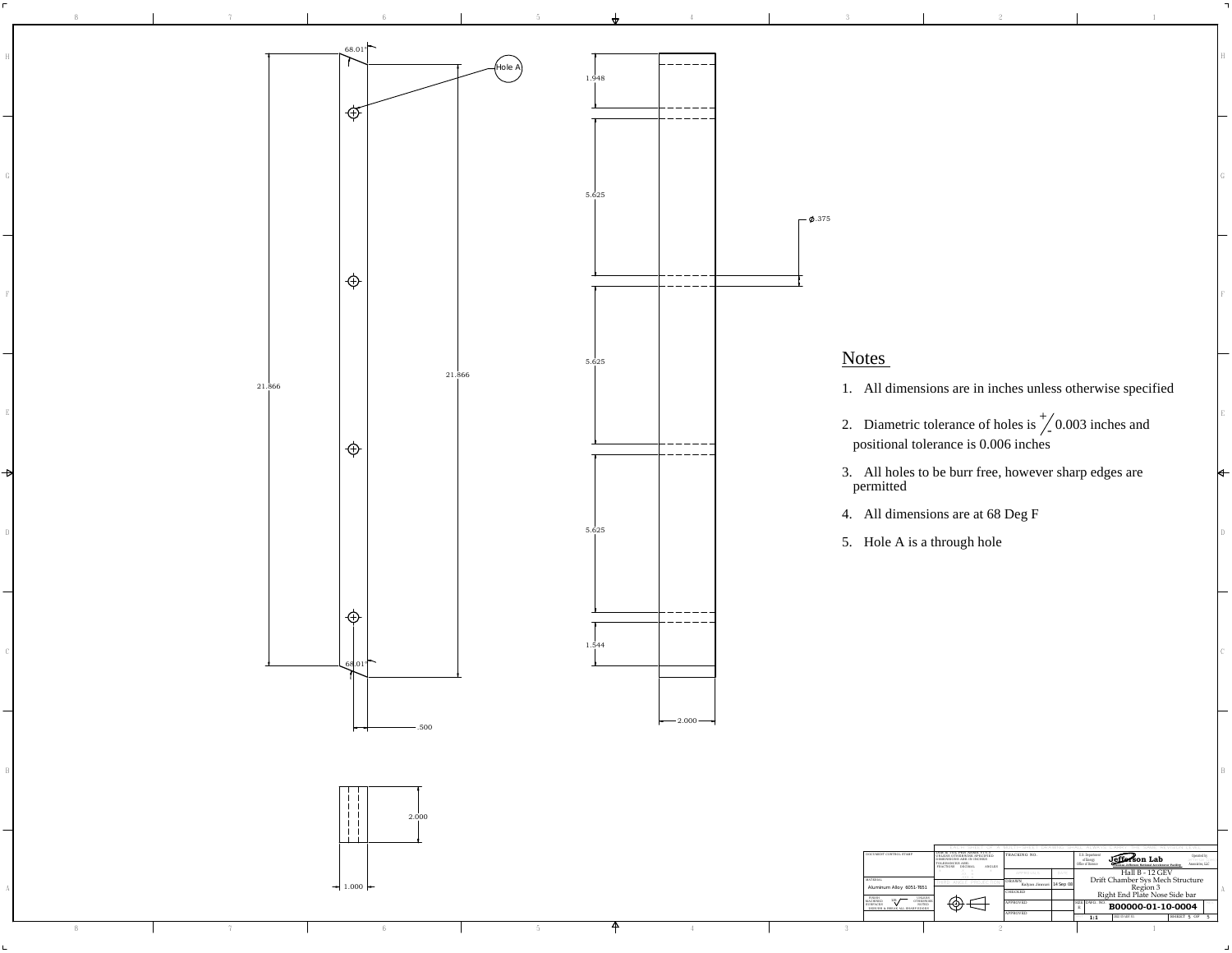68.01°

Hole A

1.948

5.625

⌀.375

5.625

21.866

21.866

5.625

1.544

68.01°

.500

2.000

2.000

1.000

## Notes

1. All dimensions are in inches unless otherwise specified
2. Diametric tolerance of holes is +/- 0.003 inches and positional tolerance is 0.006 inches
3. All holes to be burr free, however sharp edges are permitted
4. All dimensions are at 68 Deg F
5. Hole A is a through hole

DOCUMENT CONTROL STAMP

MATERIAL: Aluminum Alloy 6051-T651

TRACKING NO.

DRAWN: Rahyan Jaswani 14 Sep 08

CHECKED

APPROVED

APPROVED

Jefferson Lab

Hall B - 12 GEV
Drift Chamber Sys Mech Structure
Region 3
Right End Plate Nose Side bar

DWG. NO. B00000-01-10-0004

1:1

SHEET 5 OF 5